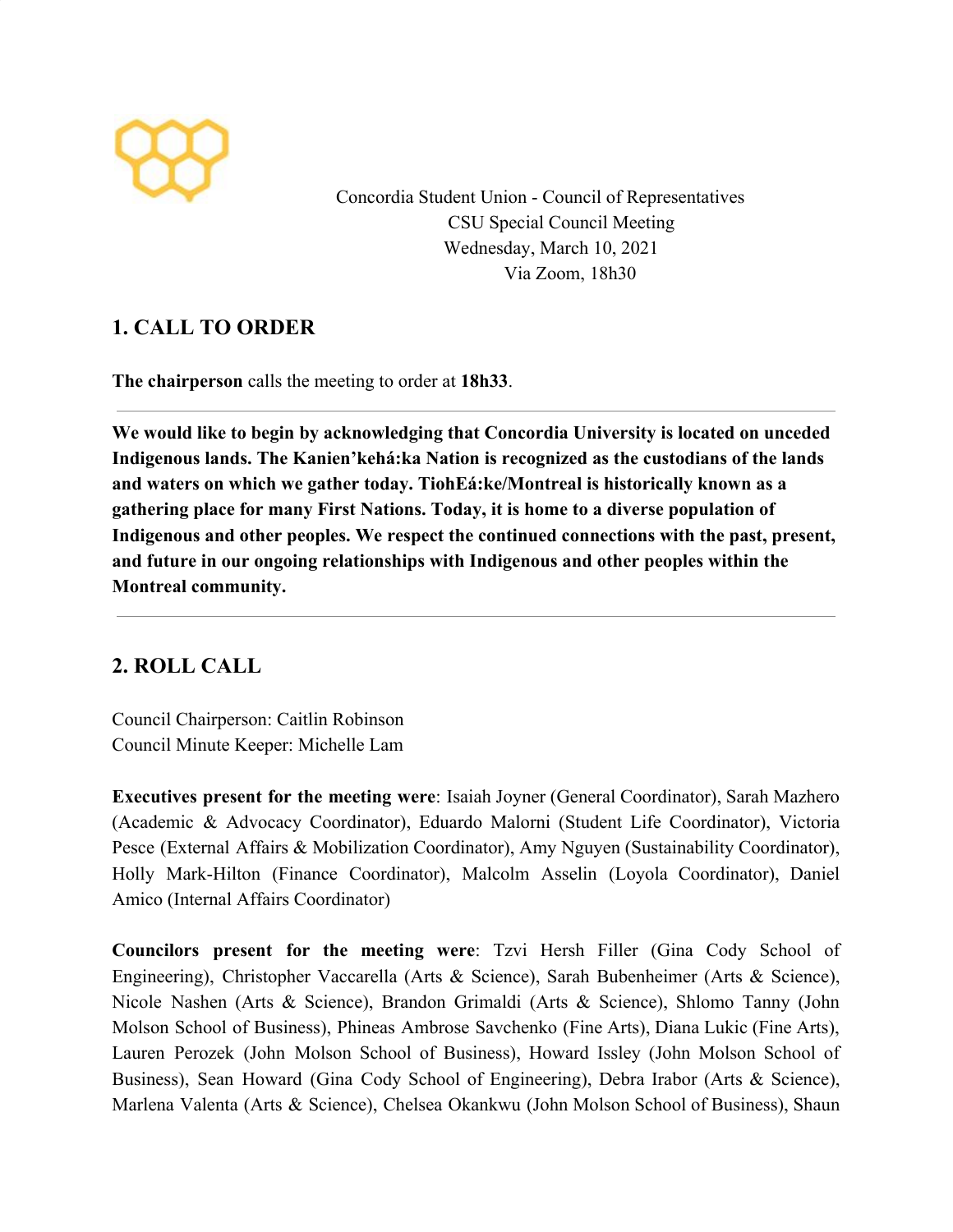Concordia Student Union - Council of Representatives
CSU Special Council Meeting
Wednesday, March 10, 2021
Via Zoom, 18h30

## 1. CALL TO ORDER

**The chairperson** calls the meeting to order at **18h33**.

---

**We would like to begin by acknowledging that Concordia University is located on unceded Indigenous lands. The Kanien'kehá:ka Nation is recognized as the custodians of the lands and waters on which we gather today. TiohEá:ke/Montreal is historically known as a gathering place for many First Nations. Today, it is home to a diverse population of Indigenous and other peoples. We respect the continued connections with the past, present, and future in our ongoing relationships with Indigenous and other peoples within the Montreal community.**

---

## 2. ROLL CALL

Council Chairperson: Caitlin Robinson
Council Minute Keeper: Michelle Lam

**Executives present for the meeting were**: Isaiah Joyner (General Coordinator), Sarah Mazhero (Academic & Advocacy Coordinator), Eduardo Malorni (Student Life Coordinator), Victoria Pesce (External Affairs & Mobilization Coordinator), Amy Nguyen (Sustainability Coordinator), Holly Mark-Hilton (Finance Coordinator), Malcolm Asselin (Loyola Coordinator), Daniel Amico (Internal Affairs Coordinator)

**Councilors present for the meeting were**: Tzvi Hersh Filler (Gina Cody School of Engineering), Christopher Vaccarella (Arts & Science), Sarah Bubenheimer (Arts & Science), Nicole Nashen (Arts & Science), Brandon Grimaldi (Arts & Science), Shlomo Tanny (John Molson School of Business), Phineas Ambrose Savchenko (Fine Arts), Diana Lukic (Fine Arts), Lauren Perozek (John Molson School of Business), Howard Issley (John Molson School of Business), Sean Howard (Gina Cody School of Engineering), Debra Irabor (Arts & Science), Marlena Valenta (Arts & Science), Chelsea Okankwu (John Molson School of Business), Shaun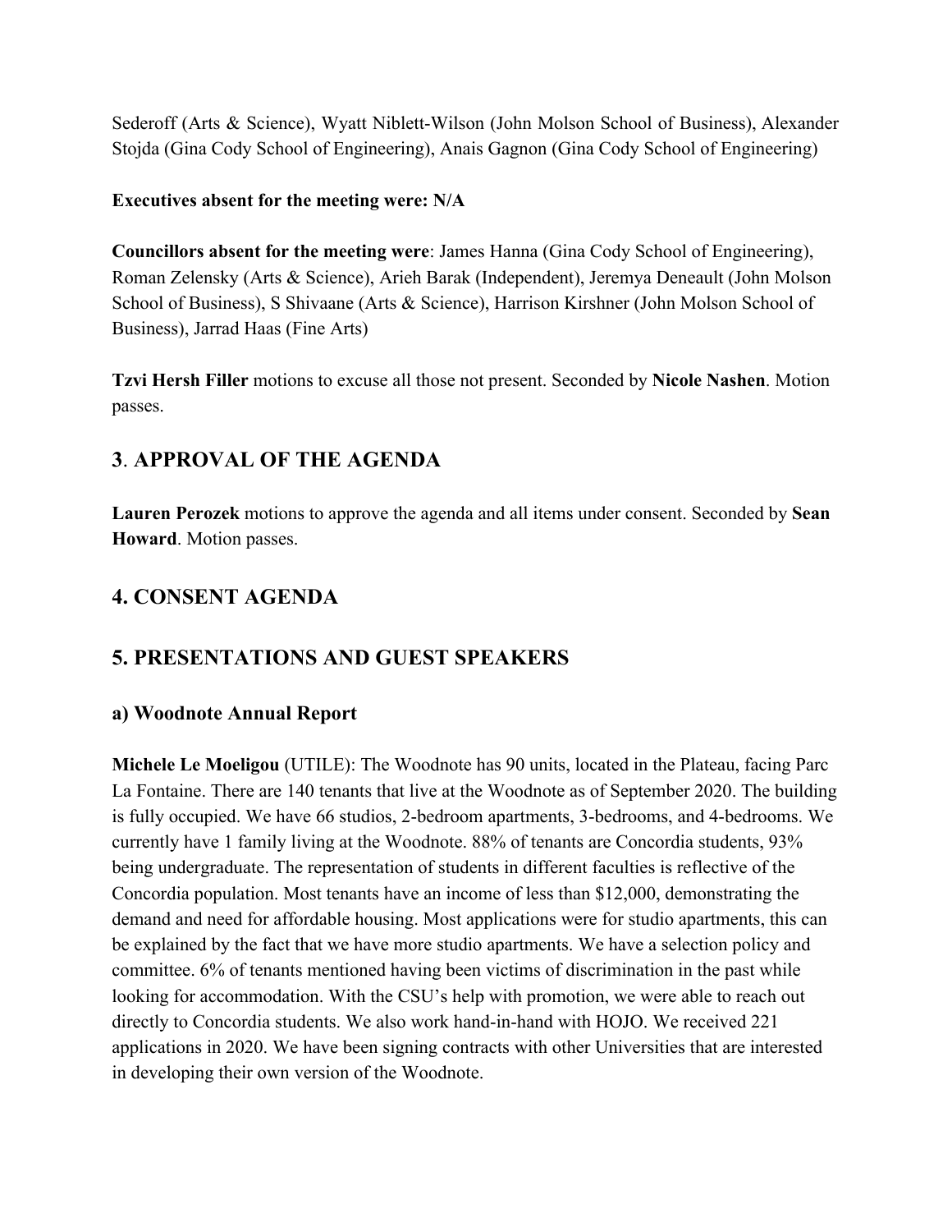Sederoff (Arts & Science), Wyatt Niblett-Wilson (John Molson School of Business), Alexander Stojda (Gina Cody School of Engineering), Anais Gagnon (Gina Cody School of Engineering)

**Executives absent for the meeting were: N/A**

**Councillors absent for the meeting were**: James Hanna (Gina Cody School of Engineering), Roman Zelensky (Arts & Science), Arieh Barak (Independent), Jeremya Deneault (John Molson School of Business), S Shivaane (Arts & Science), Harrison Kirshner (John Molson School of Business), Jarrad Haas (Fine Arts)

**Tzvi Hersh Filler** motions to excuse all those not present. Seconded by **Nicole Nashen**. Motion passes.

## 3. APPROVAL OF THE AGENDA

**Lauren Perozek** motions to approve the agenda and all items under consent. Seconded by **Sean Howard**. Motion passes.

## 4. CONSENT AGENDA

## 5. PRESENTATIONS AND GUEST SPEAKERS

### a) Woodnote Annual Report

**Michele Le Moeligou** (UTILE): The Woodnote has 90 units, located in the Plateau, facing Parc La Fontaine. There are 140 tenants that live at the Woodnote as of September 2020. The building is fully occupied. We have 66 studios, 2-bedroom apartments, 3-bedrooms, and 4-bedrooms. We currently have 1 family living at the Woodnote. 88% of tenants are Concordia students, 93% being undergraduate. The representation of students in different faculties is reflective of the Concordia population. Most tenants have an income of less than $12,000, demonstrating the demand and need for affordable housing. Most applications were for studio apartments, this can be explained by the fact that we have more studio apartments. We have a selection policy and committee. 6% of tenants mentioned having been victims of discrimination in the past while looking for accommodation. With the CSU's help with promotion, we were able to reach out directly to Concordia students. We also work hand-in-hand with HOJO. We received 221 applications in 2020. We have been signing contracts with other Universities that are interested in developing their own version of the Woodnote.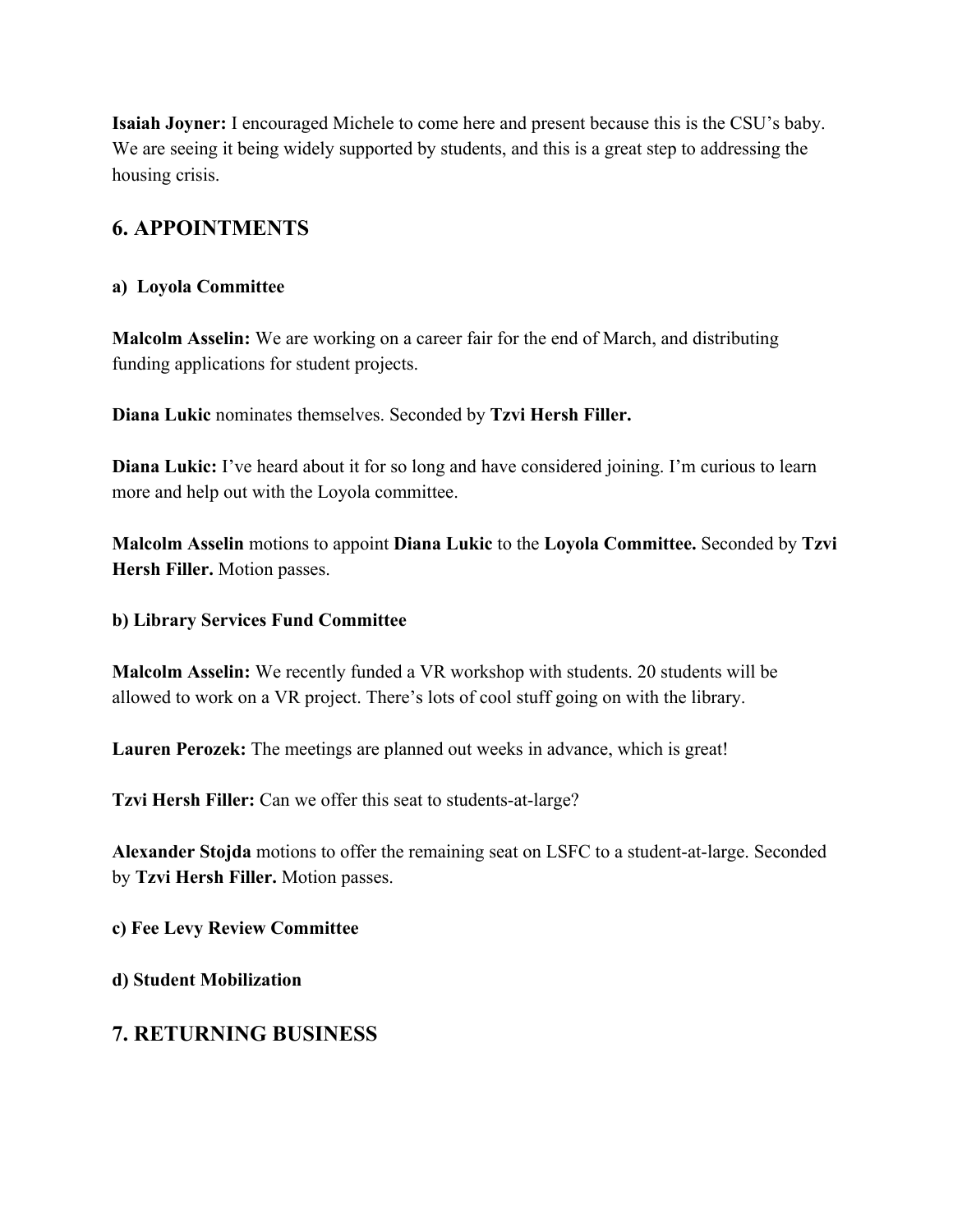**Isaiah Joyner:** I encouraged Michele to come here and present because this is the CSU's baby. We are seeing it being widely supported by students, and this is a great step to addressing the housing crisis.

## 6. APPOINTMENTS

**a) Loyola Committee**

**Malcolm Asselin:** We are working on a career fair for the end of March, and distributing funding applications for student projects.

**Diana Lukic** nominates themselves. Seconded by **Tzvi Hersh Filler.**

**Diana Lukic:** I've heard about it for so long and have considered joining. I'm curious to learn more and help out with the Loyola committee.

**Malcolm Asselin** motions to appoint **Diana Lukic** to the **Loyola Committee.** Seconded by **Tzvi Hersh Filler.** Motion passes.

**b) Library Services Fund Committee**

**Malcolm Asselin:** We recently funded a VR workshop with students. 20 students will be allowed to work on a VR project. There's lots of cool stuff going on with the library.

**Lauren Perozek:** The meetings are planned out weeks in advance, which is great!

**Tzvi Hersh Filler:** Can we offer this seat to students-at-large?

**Alexander Stojda** motions to offer the remaining seat on LSFC to a student-at-large. Seconded by **Tzvi Hersh Filler.** Motion passes.

**c) Fee Levy Review Committee**

**d) Student Mobilization**

## 7. RETURNING BUSINESS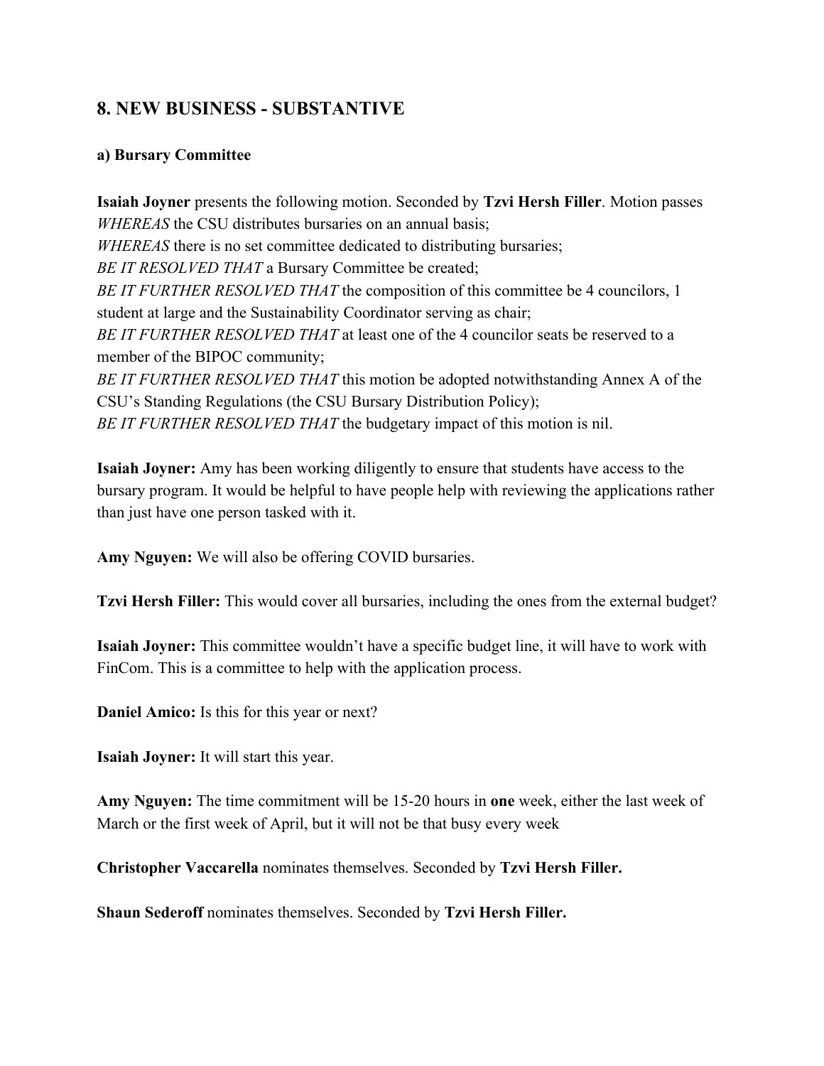## 8. NEW BUSINESS - SUBSTANTIVE

### a) Bursary Committee

**Isaiah Joyner** presents the following motion. Seconded by **Tzvi Hersh Filler**. Motion passes
*WHEREAS* the CSU distributes bursaries on an annual basis;
*WHEREAS* there is no set committee dedicated to distributing bursaries;
*BE IT RESOLVED THAT* a Bursary Committee be created;
*BE IT FURTHER RESOLVED THAT* the composition of this committee be 4 councilors, 1 student at large and the Sustainability Coordinator serving as chair;
*BE IT FURTHER RESOLVED THAT* at least one of the 4 councilor seats be reserved to a member of the BIPOC community;
*BE IT FURTHER RESOLVED THAT* this motion be adopted notwithstanding Annex A of the CSU's Standing Regulations (the CSU Bursary Distribution Policy);
*BE IT FURTHER RESOLVED THAT* the budgetary impact of this motion is nil.

**Isaiah Joyner:** Amy has been working diligently to ensure that students have access to the bursary program. It would be helpful to have people help with reviewing the applications rather than just have one person tasked with it.

**Amy Nguyen:** We will also be offering COVID bursaries.

**Tzvi Hersh Filler:** This would cover all bursaries, including the ones from the external budget?

**Isaiah Joyner:** This committee wouldn't have a specific budget line, it will have to work with FinCom. This is a committee to help with the application process.

**Daniel Amico:** Is this for this year or next?

**Isaiah Joyner:** It will start this year.

**Amy Nguyen:** The time commitment will be 15-20 hours in **one** week, either the last week of March or the first week of April, but it will not be that busy every week

**Christopher Vaccarella** nominates themselves. Seconded by **Tzvi Hersh Filler.**

**Shaun Sederoff** nominates themselves. Seconded by **Tzvi Hersh Filler.**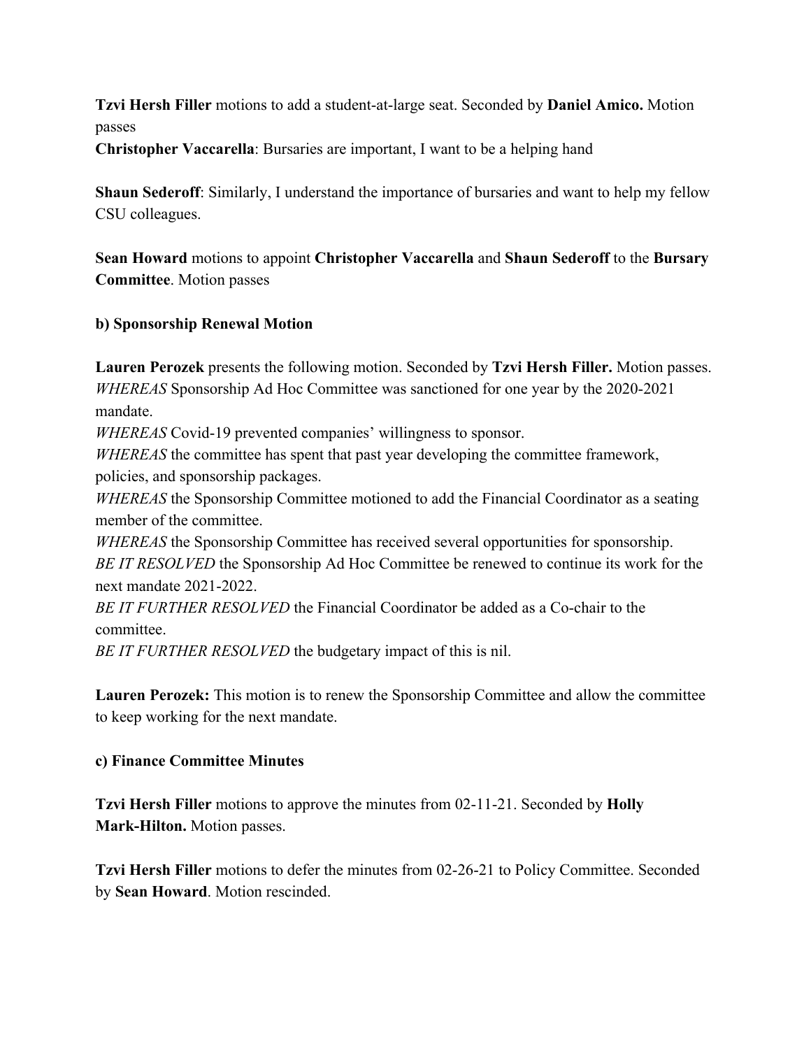**Tzvi Hersh Filler** motions to add a student-at-large seat. Seconded by **Daniel Amico.** Motion passes

**Christopher Vaccarella**: Bursaries are important, I want to be a helping hand

**Shaun Sederoff**: Similarly, I understand the importance of bursaries and want to help my fellow CSU colleagues.

**Sean Howard** motions to appoint **Christopher Vaccarella** and **Shaun Sederoff** to the **Bursary Committee**. Motion passes

**b) Sponsorship Renewal Motion**

**Lauren Perozek** presents the following motion. Seconded by **Tzvi Hersh Filler.** Motion passes.
*WHEREAS* Sponsorship Ad Hoc Committee was sanctioned for one year by the 2020-2021 mandate.
*WHEREAS* Covid-19 prevented companies' willingness to sponsor.
*WHEREAS* the committee has spent that past year developing the committee framework, policies, and sponsorship packages.
*WHEREAS* the Sponsorship Committee motioned to add the Financial Coordinator as a seating member of the committee.
*WHEREAS* the Sponsorship Committee has received several opportunities for sponsorship.
*BE IT RESOLVED* the Sponsorship Ad Hoc Committee be renewed to continue its work for the next mandate 2021-2022.
*BE IT FURTHER RESOLVED* the Financial Coordinator be added as a Co-chair to the committee.
*BE IT FURTHER RESOLVED* the budgetary impact of this is nil.

**Lauren Perozek:** This motion is to renew the Sponsorship Committee and allow the committee to keep working for the next mandate.

**c) Finance Committee Minutes**

**Tzvi Hersh Filler** motions to approve the minutes from 02-11-21. Seconded by **Holly Mark-Hilton.** Motion passes.

**Tzvi Hersh Filler** motions to defer the minutes from 02-26-21 to Policy Committee. Seconded by **Sean Howard**. Motion rescinded.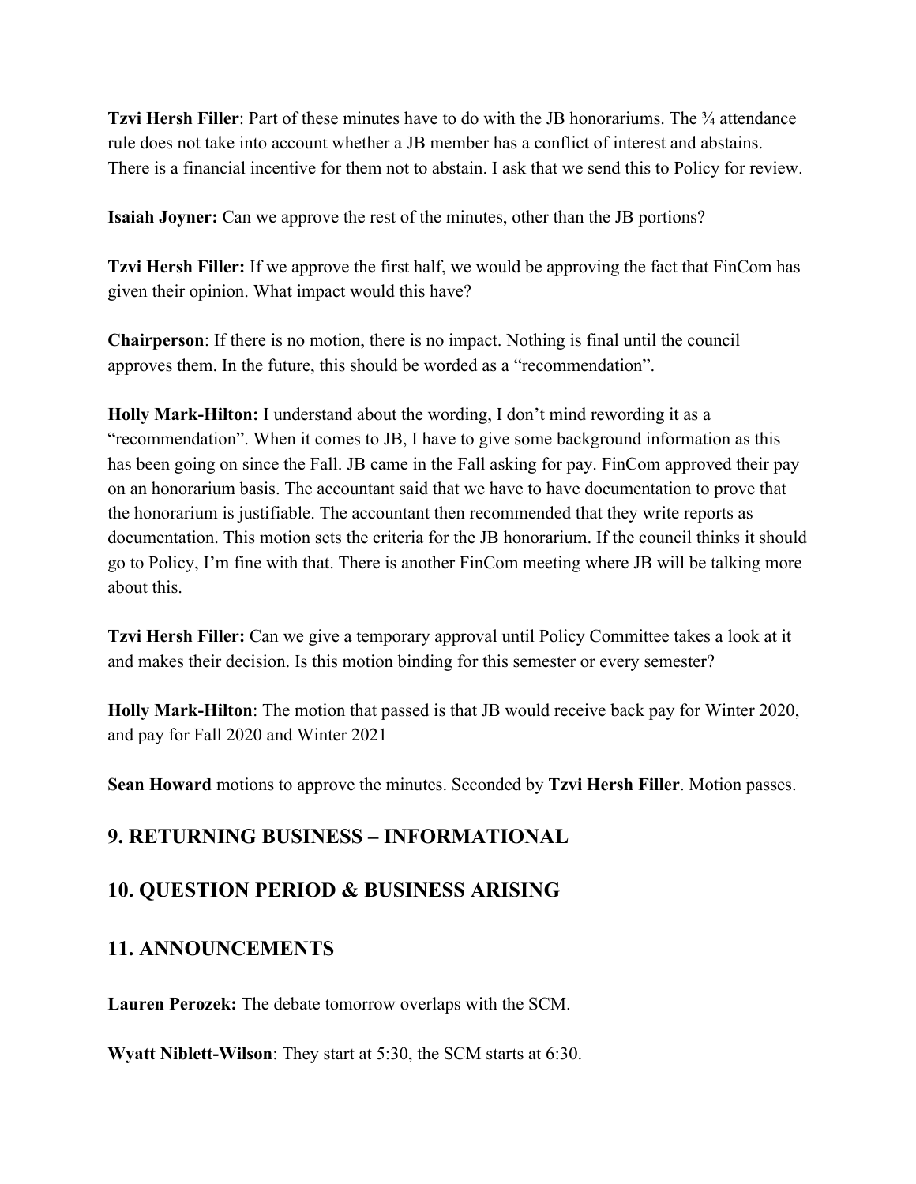**Tzvi Hersh Filler**: Part of these minutes have to do with the JB honorariums. The ¾ attendance rule does not take into account whether a JB member has a conflict of interest and abstains. There is a financial incentive for them not to abstain. I ask that we send this to Policy for review.

**Isaiah Joyner:** Can we approve the rest of the minutes, other than the JB portions?

**Tzvi Hersh Filler:** If we approve the first half, we would be approving the fact that FinCom has given their opinion. What impact would this have?

**Chairperson**: If there is no motion, there is no impact. Nothing is final until the council approves them. In the future, this should be worded as a "recommendation".

**Holly Mark-Hilton:** I understand about the wording, I don't mind rewording it as a "recommendation". When it comes to JB, I have to give some background information as this has been going on since the Fall. JB came in the Fall asking for pay. FinCom approved their pay on an honorarium basis. The accountant said that we have to have documentation to prove that the honorarium is justifiable. The accountant then recommended that they write reports as documentation. This motion sets the criteria for the JB honorarium. If the council thinks it should go to Policy, I'm fine with that. There is another FinCom meeting where JB will be talking more about this.

**Tzvi Hersh Filler:** Can we give a temporary approval until Policy Committee takes a look at it and makes their decision. Is this motion binding for this semester or every semester?

**Holly Mark-Hilton**: The motion that passed is that JB would receive back pay for Winter 2020, and pay for Fall 2020 and Winter 2021

**Sean Howard** motions to approve the minutes. Seconded by **Tzvi Hersh Filler**. Motion passes.

## 9. RETURNING BUSINESS – INFORMATIONAL

## 10. QUESTION PERIOD & BUSINESS ARISING

## 11. ANNOUNCEMENTS

**Lauren Perozek:** The debate tomorrow overlaps with the SCM.

**Wyatt Niblett-Wilson**: They start at 5:30, the SCM starts at 6:30.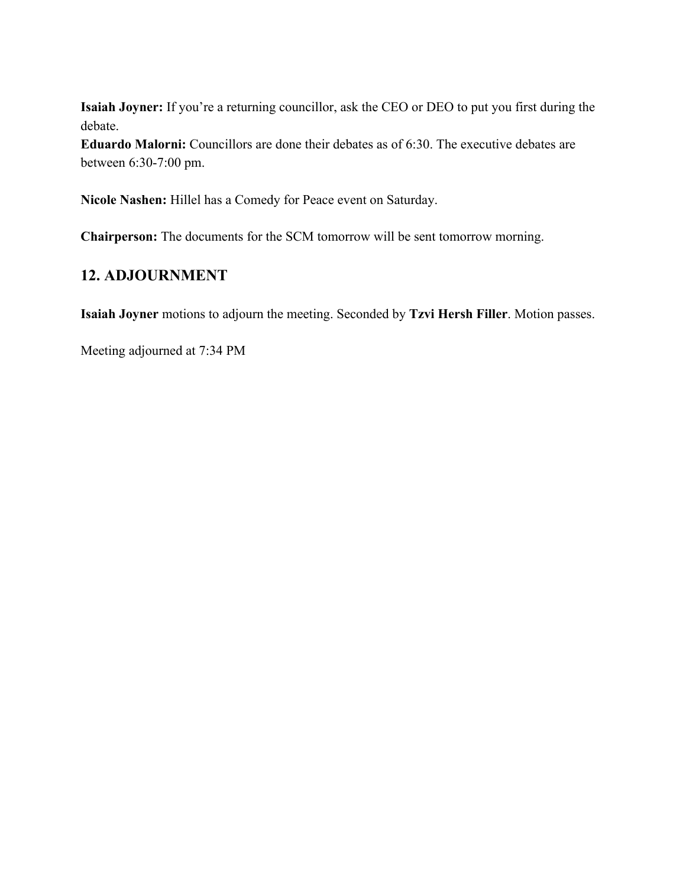**Isaiah Joyner:** If you're a returning councillor, ask the CEO or DEO to put you first during the debate.
**Eduardo Malorni:** Councillors are done their debates as of 6:30. The executive debates are between 6:30-7:00 pm.

**Nicole Nashen:** Hillel has a Comedy for Peace event on Saturday.

**Chairperson:** The documents for the SCM tomorrow will be sent tomorrow morning.

## 12. ADJOURNMENT

**Isaiah Joyner** motions to adjourn the meeting. Seconded by **Tzvi Hersh Filler**. Motion passes.

Meeting adjourned at 7:34 PM